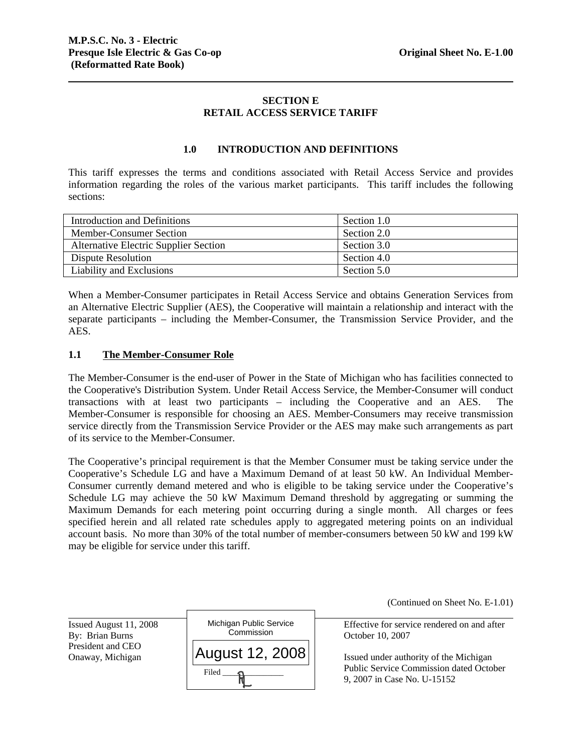M.P.S.C. No. 3 - Electric
Presque Isle Electric & Gas Co-op
(Reformatted Rate Book)

Original Sheet No. E-1.00

## SECTION E
## RETAIL ACCESS SERVICE TARIFF

### 1.0 INTRODUCTION AND DEFINITIONS

This tariff expresses the terms and conditions associated with Retail Access Service and provides information regarding the roles of the various market participants. This tariff includes the following sections:

| | |
|---|---|
| Introduction and Definitions | Section 1.0 |
| Member-Consumer Section | Section 2.0 |
| Alternative Electric Supplier Section | Section 3.0 |
| Dispute Resolution | Section 4.0 |
| Liability and Exclusions | Section 5.0 |

When a Member-Consumer participates in Retail Access Service and obtains Generation Services from an Alternative Electric Supplier (AES), the Cooperative will maintain a relationship and interact with the separate participants – including the Member-Consumer, the Transmission Service Provider, and the AES.

### 1.1 The Member-Consumer Role

The Member-Consumer is the end-user of Power in the State of Michigan who has facilities connected to the Cooperative's Distribution System. Under Retail Access Service, the Member-Consumer will conduct transactions with at least two participants – including the Cooperative and an AES. The Member-Consumer is responsible for choosing an AES. Member-Consumers may receive transmission service directly from the Transmission Service Provider or the AES may make such arrangements as part of its service to the Member-Consumer.

The Cooperative's principal requirement is that the Member Consumer must be taking service under the Cooperative's Schedule LG and have a Maximum Demand of at least 50 kW. An Individual Member-Consumer currently demand metered and who is eligible to be taking service under the Cooperative's Schedule LG may achieve the 50 kW Maximum Demand threshold by aggregating or summing the Maximum Demands for each metering point occurring during a single month. All charges or fees specified herein and all related rate schedules apply to aggregated metering points on an individual account basis. No more than 30% of the total number of member-consumers between 50 kW and 199 kW may be eligible for service under this tariff.

(Continued on Sheet No. E-1.01)

Issued August 11, 2008
By: Brian Burns
President and CEO
Onaway, Michigan

Michigan Public Service Commission
August 12, 2008
Filed

Effective for service rendered on and after October 10, 2007

Issued under authority of the Michigan Public Service Commission dated October 9, 2007 in Case No. U-15152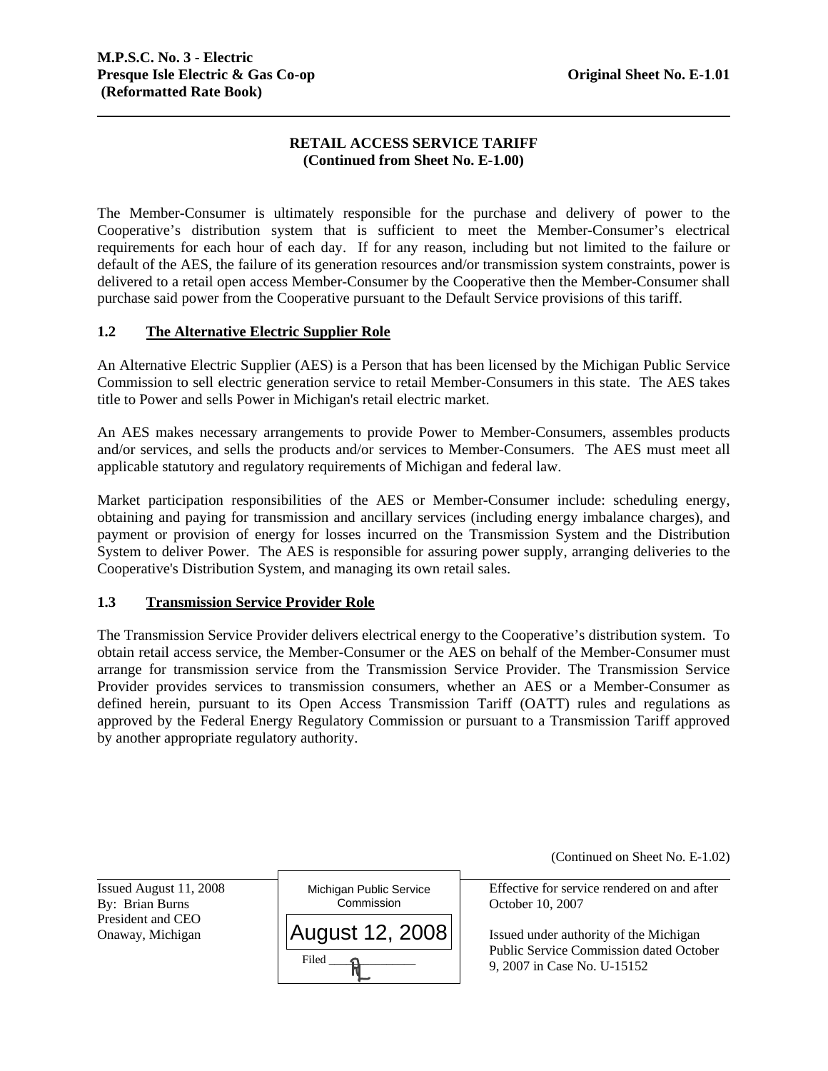## RETAIL ACCESS SERVICE TARIFF
**(Continued from Sheet No. E-1.00)**

The Member-Consumer is ultimately responsible for the purchase and delivery of power to the Cooperative's distribution system that is sufficient to meet the Member-Consumer's electrical requirements for each hour of each day. If for any reason, including but not limited to the failure or default of the AES, the failure of its generation resources and/or transmission system constraints, power is delivered to a retail open access Member-Consumer by the Cooperative then the Member-Consumer shall purchase said power from the Cooperative pursuant to the Default Service provisions of this tariff.

### 1.2 The Alternative Electric Supplier Role

An Alternative Electric Supplier (AES) is a Person that has been licensed by the Michigan Public Service Commission to sell electric generation service to retail Member-Consumers in this state. The AES takes title to Power and sells Power in Michigan's retail electric market.

An AES makes necessary arrangements to provide Power to Member-Consumers, assembles products and/or services, and sells the products and/or services to Member-Consumers. The AES must meet all applicable statutory and regulatory requirements of Michigan and federal law.

Market participation responsibilities of the AES or Member-Consumer include: scheduling energy, obtaining and paying for transmission and ancillary services (including energy imbalance charges), and payment or provision of energy for losses incurred on the Transmission System and the Distribution System to deliver Power. The AES is responsible for assuring power supply, arranging deliveries to the Cooperative's Distribution System, and managing its own retail sales.

### 1.3 Transmission Service Provider Role

The Transmission Service Provider delivers electrical energy to the Cooperative's distribution system. To obtain retail access service, the Member-Consumer or the AES on behalf of the Member-Consumer must arrange for transmission service from the Transmission Service Provider. The Transmission Service Provider provides services to transmission consumers, whether an AES or a Member-Consumer as defined herein, pursuant to its Open Access Transmission Tariff (OATT) rules and regulations as approved by the Federal Energy Regulatory Commission or pursuant to a Transmission Tariff approved by another appropriate regulatory authority.

(Continued on Sheet No. E-1.02)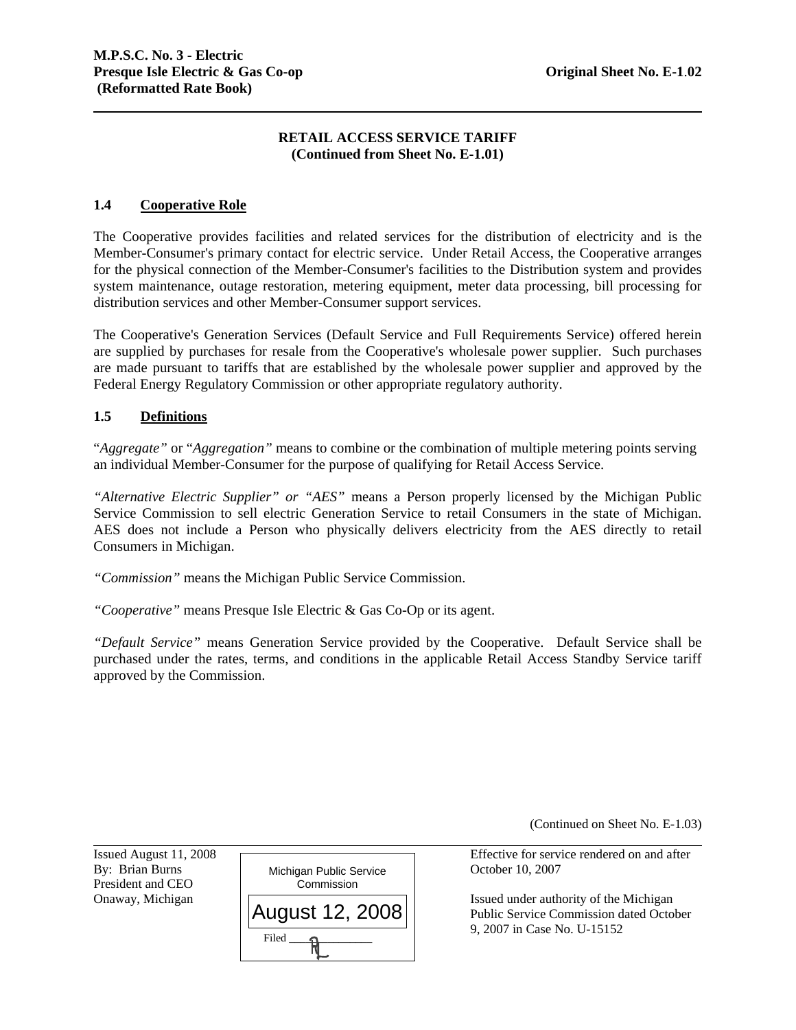**RETAIL ACCESS SERVICE TARIFF**
**(Continued from Sheet No. E-1.01)**

### 1.4 Cooperative Role

The Cooperative provides facilities and related services for the distribution of electricity and is the Member-Consumer's primary contact for electric service. Under Retail Access, the Cooperative arranges for the physical connection of the Member-Consumer's facilities to the Distribution system and provides system maintenance, outage restoration, metering equipment, meter data processing, bill processing for distribution services and other Member-Consumer support services.

The Cooperative's Generation Services (Default Service and Full Requirements Service) offered herein are supplied by purchases for resale from the Cooperative's wholesale power supplier. Such purchases are made pursuant to tariffs that are established by the wholesale power supplier and approved by the Federal Energy Regulatory Commission or other appropriate regulatory authority.

### 1.5 Definitions

"*Aggregate*" or "*Aggregation*" means to combine or the combination of multiple metering points serving an individual Member-Consumer for the purpose of qualifying for Retail Access Service.

*"Alternative Electric Supplier" or "AES"* means a Person properly licensed by the Michigan Public Service Commission to sell electric Generation Service to retail Consumers in the state of Michigan. AES does not include a Person who physically delivers electricity from the AES directly to retail Consumers in Michigan.

*"Commission"* means the Michigan Public Service Commission.

*"Cooperative"* means Presque Isle Electric & Gas Co-Op or its agent.

*"Default Service"* means Generation Service provided by the Cooperative. Default Service shall be purchased under the rates, terms, and conditions in the applicable Retail Access Standby Service tariff approved by the Commission.

(Continued on Sheet No. E-1.03)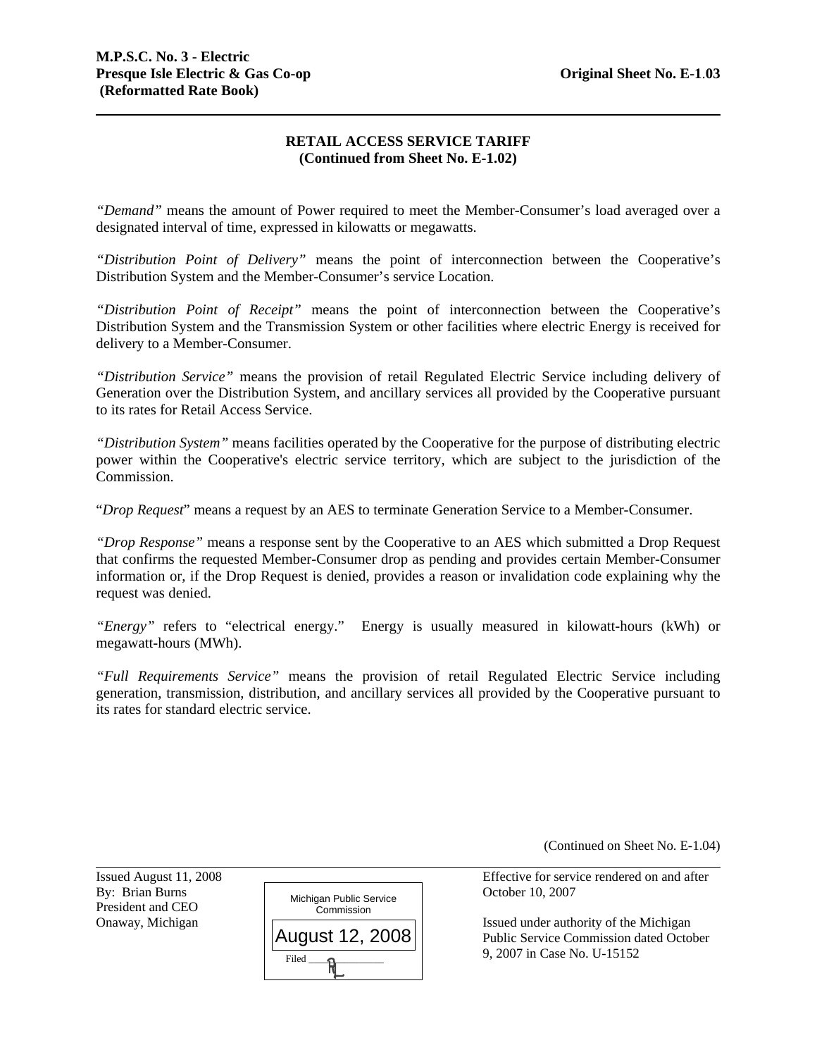## RETAIL ACCESS SERVICE TARIFF
**(Continued from Sheet No. E-1.02)**

*"Demand"* means the amount of Power required to meet the Member-Consumer's load averaged over a designated interval of time, expressed in kilowatts or megawatts.

*"Distribution Point of Delivery"* means the point of interconnection between the Cooperative's Distribution System and the Member-Consumer's service Location.

*"Distribution Point of Receipt"* means the point of interconnection between the Cooperative's Distribution System and the Transmission System or other facilities where electric Energy is received for delivery to a Member-Consumer.

*"Distribution Service"* means the provision of retail Regulated Electric Service including delivery of Generation over the Distribution System, and ancillary services all provided by the Cooperative pursuant to its rates for Retail Access Service.

*"Distribution System"* means facilities operated by the Cooperative for the purpose of distributing electric power within the Cooperative's electric service territory, which are subject to the jurisdiction of the Commission.

"*Drop Request*" means a request by an AES to terminate Generation Service to a Member-Consumer.

*"Drop Response"* means a response sent by the Cooperative to an AES which submitted a Drop Request that confirms the requested Member-Consumer drop as pending and provides certain Member-Consumer information or, if the Drop Request is denied, provides a reason or invalidation code explaining why the request was denied.

*"Energy"* refers to "electrical energy." Energy is usually measured in kilowatt-hours (kWh) or megawatt-hours (MWh).

*"Full Requirements Service"* means the provision of retail Regulated Electric Service including generation, transmission, distribution, and ancillary services all provided by the Cooperative pursuant to its rates for standard electric service.

(Continued on Sheet No. E-1.04)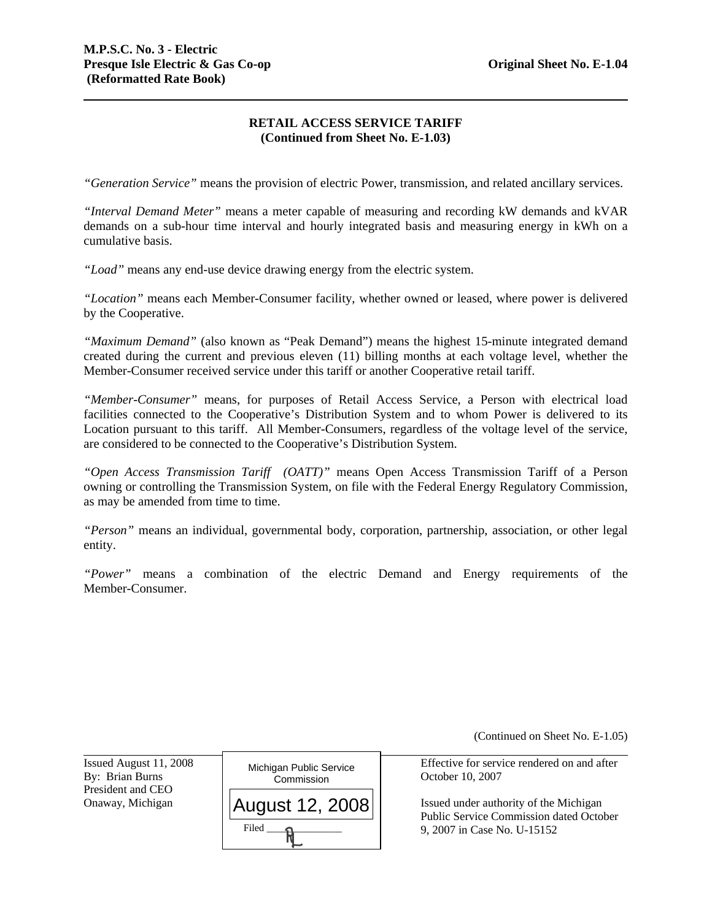**RETAIL ACCESS SERVICE TARIFF**
**(Continued from Sheet No. E-1.03)**

*"Generation Service"* means the provision of electric Power, transmission, and related ancillary services.

*"Interval Demand Meter"* means a meter capable of measuring and recording kW demands and kVAR demands on a sub-hour time interval and hourly integrated basis and measuring energy in kWh on a cumulative basis.

*"Load"* means any end-use device drawing energy from the electric system.

*"Location"* means each Member-Consumer facility, whether owned or leased, where power is delivered by the Cooperative.

*"Maximum Demand"* (also known as "Peak Demand") means the highest 15-minute integrated demand created during the current and previous eleven (11) billing months at each voltage level, whether the Member-Consumer received service under this tariff or another Cooperative retail tariff.

*"Member-Consumer"* means, for purposes of Retail Access Service, a Person with electrical load facilities connected to the Cooperative's Distribution System and to whom Power is delivered to its Location pursuant to this tariff. All Member-Consumers, regardless of the voltage level of the service, are considered to be connected to the Cooperative's Distribution System.

*"Open Access Transmission Tariff (OATT)"* means Open Access Transmission Tariff of a Person owning or controlling the Transmission System, on file with the Federal Energy Regulatory Commission, as may be amended from time to time.

*"Person"* means an individual, governmental body, corporation, partnership, association, or other legal entity.

*"Power"* means a combination of the electric Demand and Energy requirements of the Member-Consumer.

(Continued on Sheet No. E-1.05)

Issued August 11, 2008
By: Brian Burns
President and CEO
Onaway, Michigan

Michigan Public Service Commission
August 12, 2008
Filed

Effective for service rendered on and after October 10, 2007

Issued under authority of the Michigan Public Service Commission dated October 9, 2007 in Case No. U-15152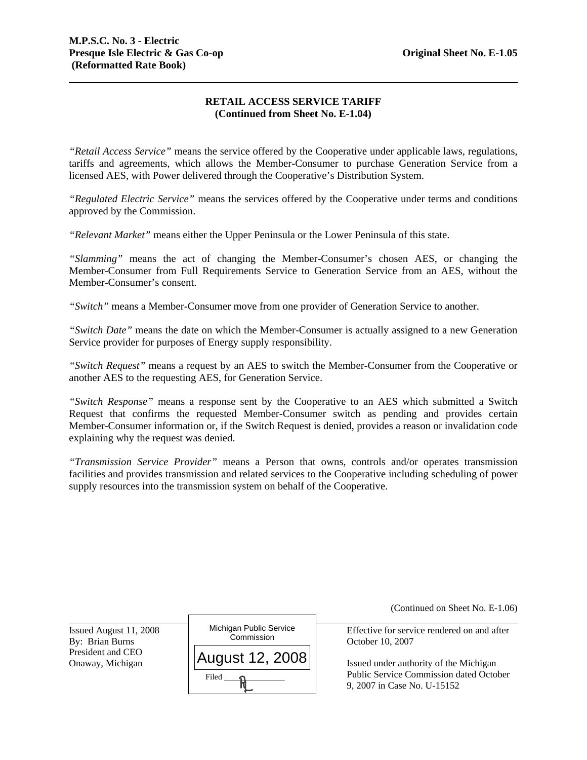**M.P.S.C. No. 3 - Electric**
**Presque Isle Electric & Gas Co-op** **Original Sheet No. E-1.05**
**(Reformatted Rate Book)**

## RETAIL ACCESS SERVICE TARIFF
**(Continued from Sheet No. E-1.04)**

*"Retail Access Service"* means the service offered by the Cooperative under applicable laws, regulations, tariffs and agreements, which allows the Member-Consumer to purchase Generation Service from a licensed AES, with Power delivered through the Cooperative's Distribution System.

*"Regulated Electric Service"* means the services offered by the Cooperative under terms and conditions approved by the Commission.

*"Relevant Market"* means either the Upper Peninsula or the Lower Peninsula of this state.

*"Slamming"* means the act of changing the Member-Consumer's chosen AES, or changing the Member-Consumer from Full Requirements Service to Generation Service from an AES, without the Member-Consumer's consent.

*"Switch"* means a Member-Consumer move from one provider of Generation Service to another.

*"Switch Date"* means the date on which the Member-Consumer is actually assigned to a new Generation Service provider for purposes of Energy supply responsibility.

*"Switch Request"* means a request by an AES to switch the Member-Consumer from the Cooperative or another AES to the requesting AES, for Generation Service.

*"Switch Response"* means a response sent by the Cooperative to an AES which submitted a Switch Request that confirms the requested Member-Consumer switch as pending and provides certain Member-Consumer information or, if the Switch Request is denied, provides a reason or invalidation code explaining why the request was denied.

*"Transmission Service Provider"* means a Person that owns, controls and/or operates transmission facilities and provides transmission and related services to the Cooperative including scheduling of power supply resources into the transmission system on behalf of the Cooperative.

(Continued on Sheet No. E-1.06)

Issued August 11, 2008
By: Brian Burns
President and CEO
Onaway, Michigan

Michigan Public Service Commission
August 12, 2008
Filed

Effective for service rendered on and after October 10, 2007

Issued under authority of the Michigan Public Service Commission dated October 9, 2007 in Case No. U-15152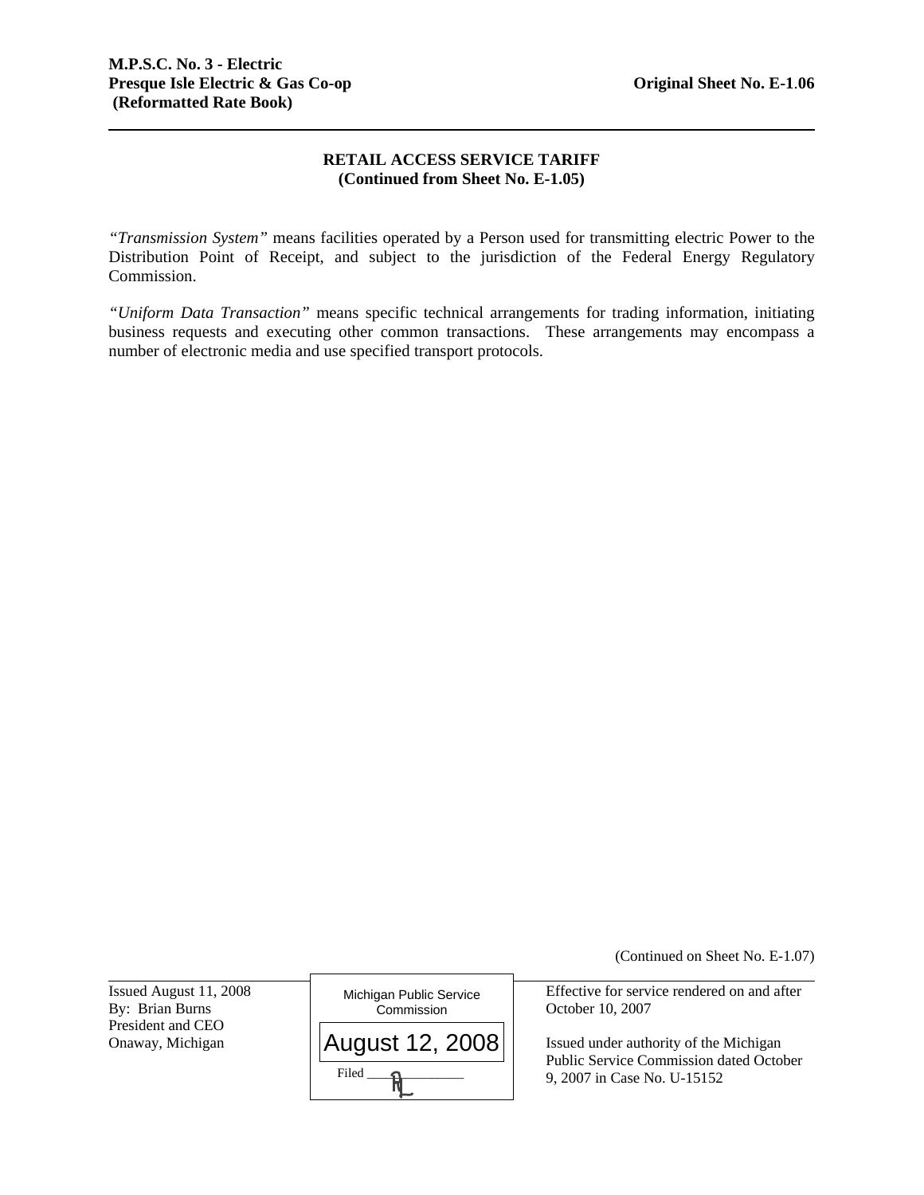## RETAIL ACCESS SERVICE TARIFF
**(Continued from Sheet No. E-1.05)**

*"Transmission System"* means facilities operated by a Person used for transmitting electric Power to the Distribution Point of Receipt, and subject to the jurisdiction of the Federal Energy Regulatory Commission.

*"Uniform Data Transaction"* means specific technical arrangements for trading information, initiating business requests and executing other common transactions. These arrangements may encompass a number of electronic media and use specified transport protocols.

(Continued on Sheet No. E-1.07)

Issued August 11, 2008
By: Brian Burns
President and CEO
Onaway, Michigan

Michigan Public Service Commission
August 12, 2008
Filed

Effective for service rendered on and after October 10, 2007

Issued under authority of the Michigan Public Service Commission dated October 9, 2007 in Case No. U-15152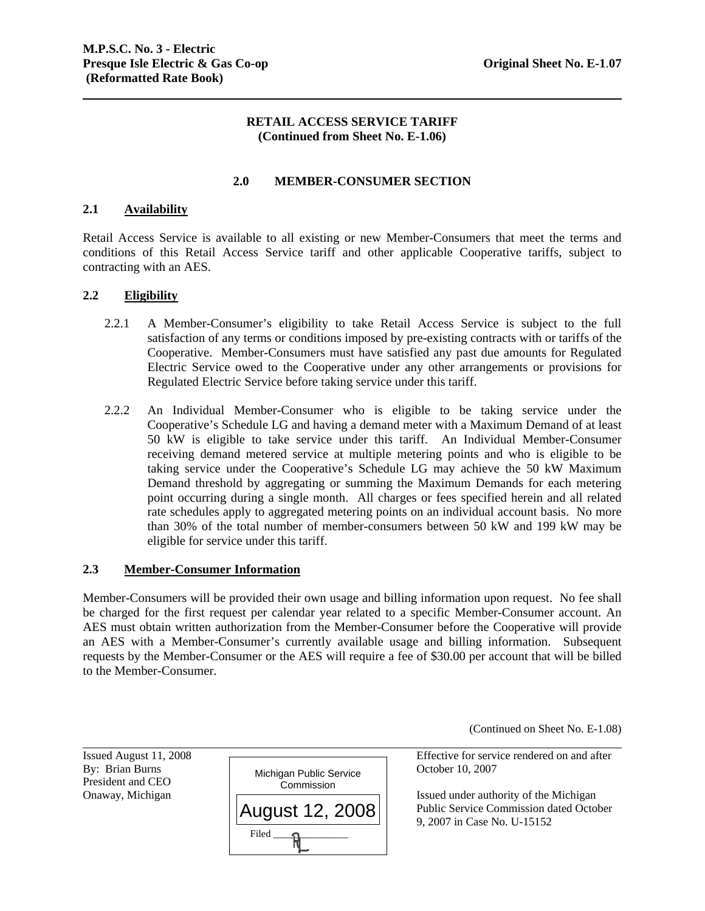**RETAIL ACCESS SERVICE TARIFF**
**(Continued from Sheet No. E-1.06)**

## 2.0 MEMBER-CONSUMER SECTION

### 2.1 Availability

Retail Access Service is available to all existing or new Member-Consumers that meet the terms and conditions of this Retail Access Service tariff and other applicable Cooperative tariffs, subject to contracting with an AES.

### 2.2 Eligibility

2.2.1 A Member-Consumer's eligibility to take Retail Access Service is subject to the full satisfaction of any terms or conditions imposed by pre-existing contracts with or tariffs of the Cooperative. Member-Consumers must have satisfied any past due amounts for Regulated Electric Service owed to the Cooperative under any other arrangements or provisions for Regulated Electric Service before taking service under this tariff.

2.2.2 An Individual Member-Consumer who is eligible to be taking service under the Cooperative's Schedule LG and having a demand meter with a Maximum Demand of at least 50 kW is eligible to take service under this tariff. An Individual Member-Consumer receiving demand metered service at multiple metering points and who is eligible to be taking service under the Cooperative's Schedule LG may achieve the 50 kW Maximum Demand threshold by aggregating or summing the Maximum Demands for each metering point occurring during a single month. All charges or fees specified herein and all related rate schedules apply to aggregated metering points on an individual account basis. No more than 30% of the total number of member-consumers between 50 kW and 199 kW may be eligible for service under this tariff.

### 2.3 Member-Consumer Information

Member-Consumers will be provided their own usage and billing information upon request. No fee shall be charged for the first request per calendar year related to a specific Member-Consumer account. An AES must obtain written authorization from the Member-Consumer before the Cooperative will provide an AES with a Member-Consumer's currently available usage and billing information. Subsequent requests by the Member-Consumer or the AES will require a fee of $30.00 per account that will be billed to the Member-Consumer.

(Continued on Sheet No. E-1.08)

Issued August 11, 2008
By: Brian Burns
President and CEO
Onaway, Michigan

Michigan Public Service Commission
August 12, 2008
Filed

Effective for service rendered on and after October 10, 2007

Issued under authority of the Michigan Public Service Commission dated October 9, 2007 in Case No. U-15152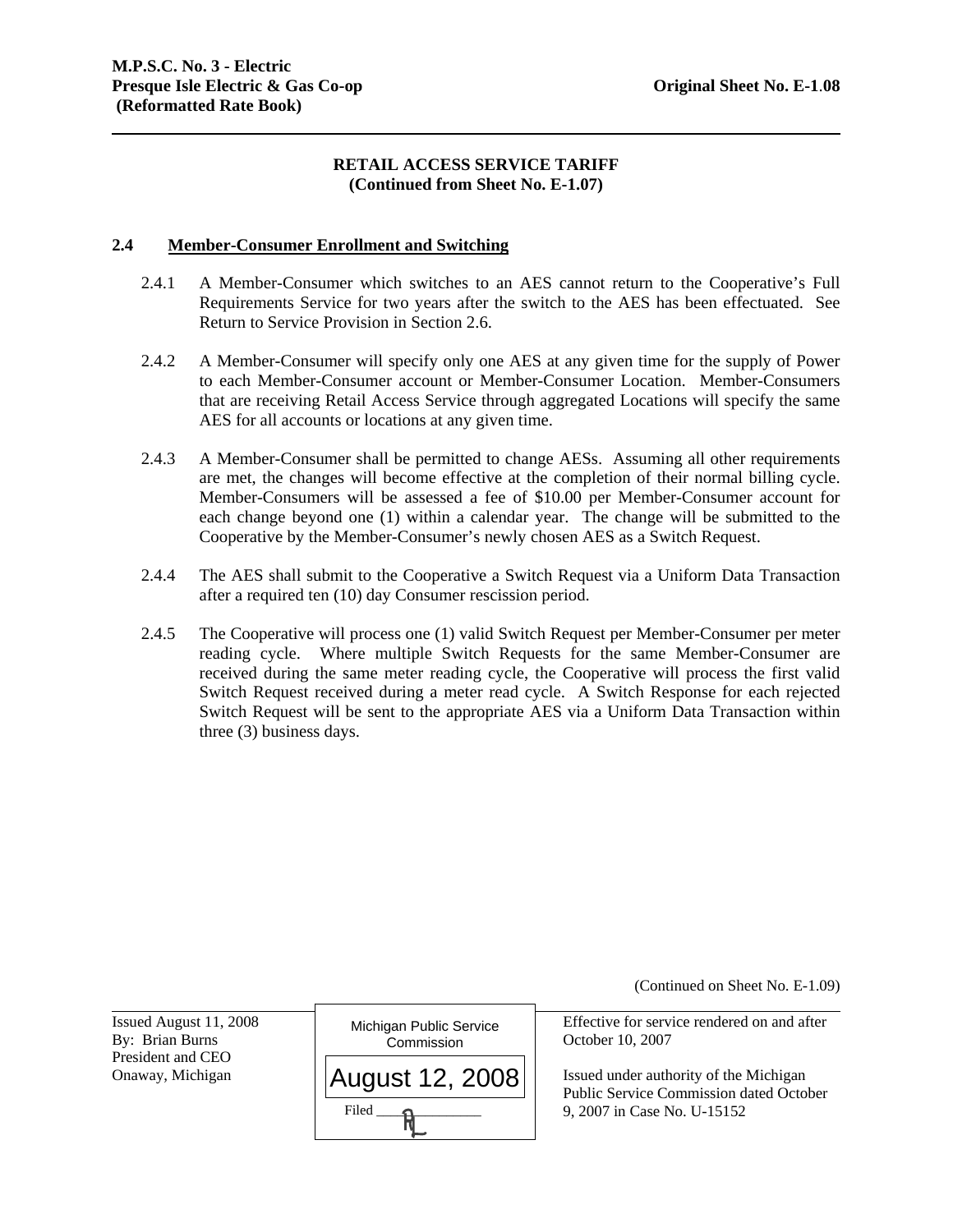**M.P.S.C. No. 3 - Electric**
**Presque Isle Electric & Gas Co-op** **Original Sheet No. E-1.08**
**(Reformatted Rate Book)**

**RETAIL ACCESS SERVICE TARIFF**
**(Continued from Sheet No. E-1.07)**

## 2.4 Member-Consumer Enrollment and Switching

2.4.1 A Member-Consumer which switches to an AES cannot return to the Cooperative's Full Requirements Service for two years after the switch to the AES has been effectuated. See Return to Service Provision in Section 2.6.

2.4.2 A Member-Consumer will specify only one AES at any given time for the supply of Power to each Member-Consumer account or Member-Consumer Location. Member-Consumers that are receiving Retail Access Service through aggregated Locations will specify the same AES for all accounts or locations at any given time.

2.4.3 A Member-Consumer shall be permitted to change AESs. Assuming all other requirements are met, the changes will become effective at the completion of their normal billing cycle. Member-Consumers will be assessed a fee of $10.00 per Member-Consumer account for each change beyond one (1) within a calendar year. The change will be submitted to the Cooperative by the Member-Consumer's newly chosen AES as a Switch Request.

2.4.4 The AES shall submit to the Cooperative a Switch Request via a Uniform Data Transaction after a required ten (10) day Consumer rescission period.

2.4.5 The Cooperative will process one (1) valid Switch Request per Member-Consumer per meter reading cycle. Where multiple Switch Requests for the same Member-Consumer are received during the same meter reading cycle, the Cooperative will process the first valid Switch Request received during a meter read cycle. A Switch Response for each rejected Switch Request will be sent to the appropriate AES via a Uniform Data Transaction within three (3) business days.

(Continued on Sheet No. E-1.09)

Issued August 11, 2008
By: Brian Burns
President and CEO
Onaway, Michigan

Michigan Public Service Commission
August 12, 2008
Filed ____

Effective for service rendered on and after October 10, 2007

Issued under authority of the Michigan Public Service Commission dated October 9, 2007 in Case No. U-15152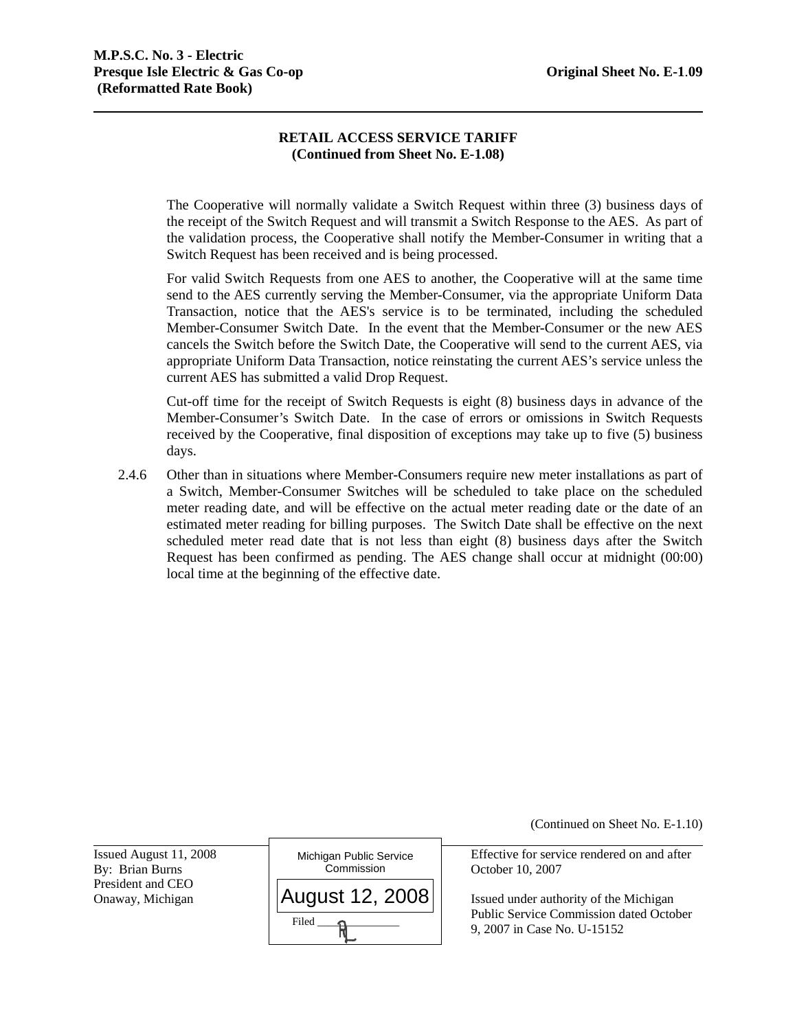**RETAIL ACCESS SERVICE TARIFF**
**(Continued from Sheet No. E-1.08)**

The Cooperative will normally validate a Switch Request within three (3) business days of the receipt of the Switch Request and will transmit a Switch Response to the AES. As part of the validation process, the Cooperative shall notify the Member-Consumer in writing that a Switch Request has been received and is being processed.

For valid Switch Requests from one AES to another, the Cooperative will at the same time send to the AES currently serving the Member-Consumer, via the appropriate Uniform Data Transaction, notice that the AES's service is to be terminated, including the scheduled Member-Consumer Switch Date. In the event that the Member-Consumer or the new AES cancels the Switch before the Switch Date, the Cooperative will send to the current AES, via appropriate Uniform Data Transaction, notice reinstating the current AES's service unless the current AES has submitted a valid Drop Request.

Cut-off time for the receipt of Switch Requests is eight (8) business days in advance of the Member-Consumer's Switch Date. In the case of errors or omissions in Switch Requests received by the Cooperative, final disposition of exceptions may take up to five (5) business days.

2.4.6 Other than in situations where Member-Consumers require new meter installations as part of a Switch, Member-Consumer Switches will be scheduled to take place on the scheduled meter reading date, and will be effective on the actual meter reading date or the date of an estimated meter reading for billing purposes. The Switch Date shall be effective on the next scheduled meter read date that is not less than eight (8) business days after the Switch Request has been confirmed as pending. The AES change shall occur at midnight (00:00) local time at the beginning of the effective date.

(Continued on Sheet No. E-1.10)

Issued August 11, 2008
By: Brian Burns
President and CEO
Onaway, Michigan

Michigan Public Service Commission
August 12, 2008
Filed

Effective for service rendered on and after October 10, 2007

Issued under authority of the Michigan Public Service Commission dated October 9, 2007 in Case No. U-15152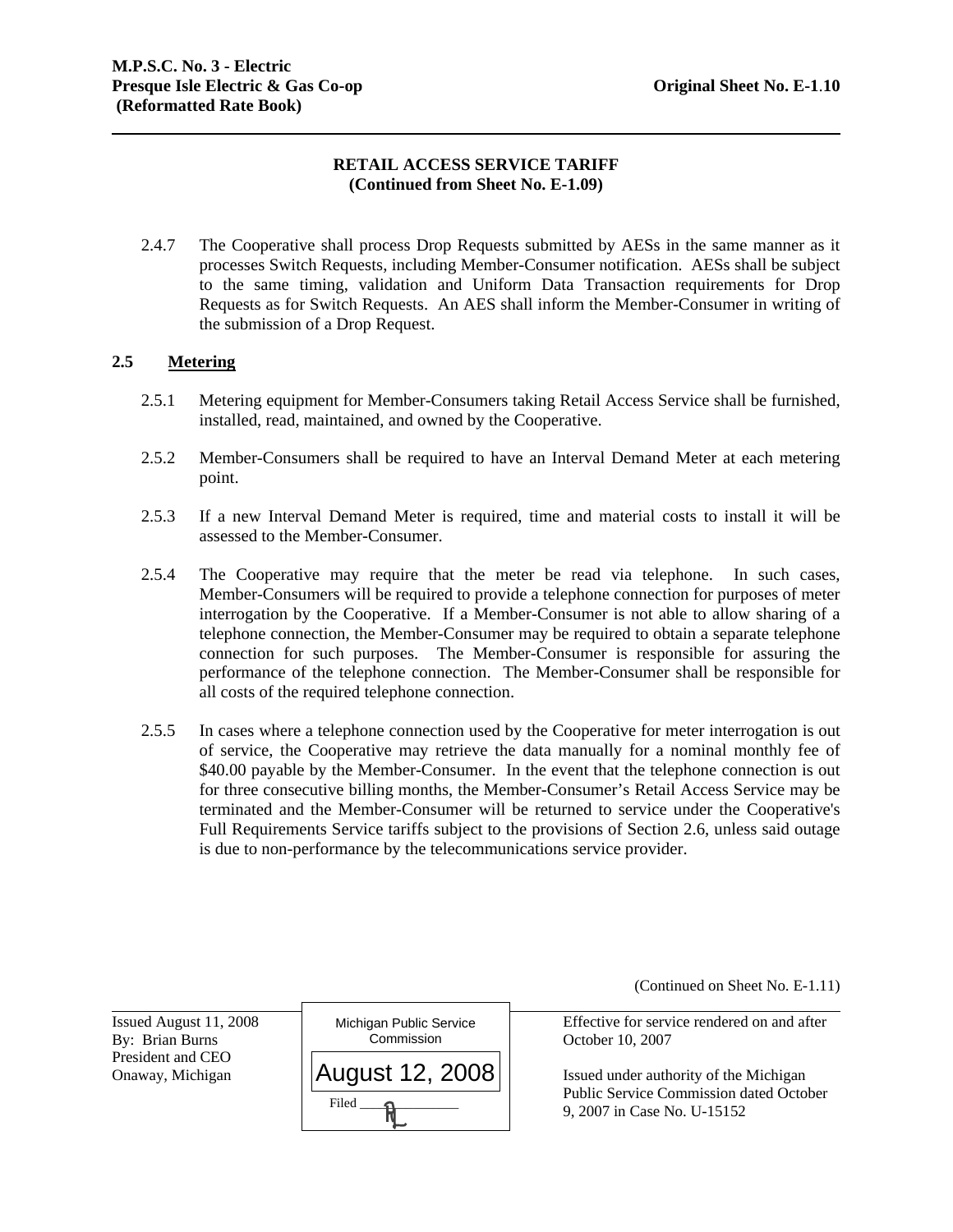**RETAIL ACCESS SERVICE TARIFF**
**(Continued from Sheet No. E-1.09)**

2.4.7 The Cooperative shall process Drop Requests submitted by AESs in the same manner as it processes Switch Requests, including Member-Consumer notification. AESs shall be subject to the same timing, validation and Uniform Data Transaction requirements for Drop Requests as for Switch Requests. An AES shall inform the Member-Consumer in writing of the submission of a Drop Request.

**2.5 Metering**

2.5.1 Metering equipment for Member-Consumers taking Retail Access Service shall be furnished, installed, read, maintained, and owned by the Cooperative.

2.5.2 Member-Consumers shall be required to have an Interval Demand Meter at each metering point.

2.5.3 If a new Interval Demand Meter is required, time and material costs to install it will be assessed to the Member-Consumer.

2.5.4 The Cooperative may require that the meter be read via telephone. In such cases, Member-Consumers will be required to provide a telephone connection for purposes of meter interrogation by the Cooperative. If a Member-Consumer is not able to allow sharing of a telephone connection, the Member-Consumer may be required to obtain a separate telephone connection for such purposes. The Member-Consumer is responsible for assuring the performance of the telephone connection. The Member-Consumer shall be responsible for all costs of the required telephone connection.

2.5.5 In cases where a telephone connection used by the Cooperative for meter interrogation is out of service, the Cooperative may retrieve the data manually for a nominal monthly fee of $40.00 payable by the Member-Consumer. In the event that the telephone connection is out for three consecutive billing months, the Member-Consumer's Retail Access Service may be terminated and the Member-Consumer will be returned to service under the Cooperative's Full Requirements Service tariffs subject to the provisions of Section 2.6, unless said outage is due to non-performance by the telecommunications service provider.

(Continued on Sheet No. E-1.11)

Issued August 11, 2008
By: Brian Burns
President and CEO
Onaway, Michigan

Michigan Public Service Commission
August 12, 2008
Filed

Effective for service rendered on and after October 10, 2007

Issued under authority of the Michigan Public Service Commission dated October 9, 2007 in Case No. U-15152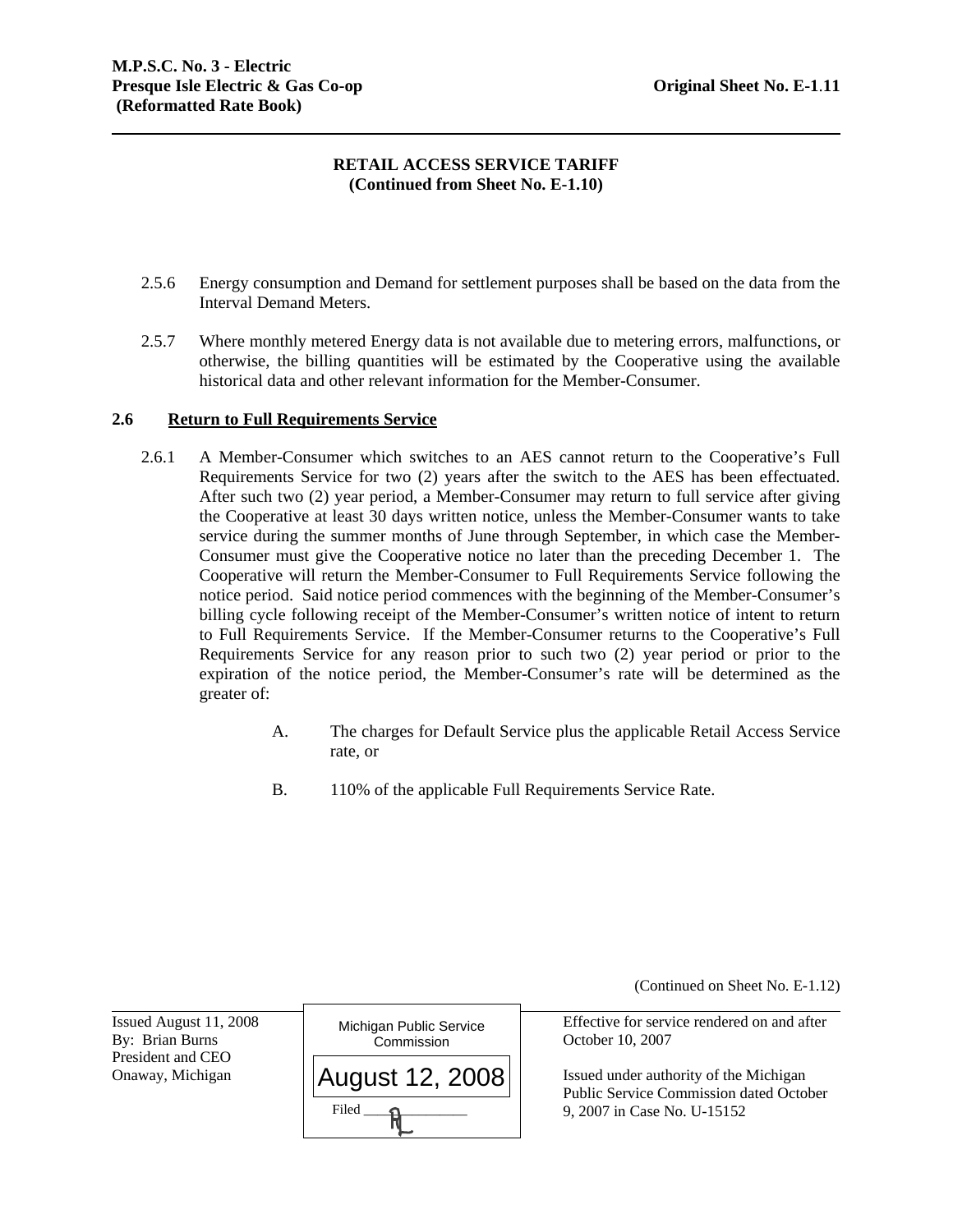## RETAIL ACCESS SERVICE TARIFF
**(Continued from Sheet No. E-1.10)**

2.5.6 Energy consumption and Demand for settlement purposes shall be based on the data from the Interval Demand Meters.

2.5.7 Where monthly metered Energy data is not available due to metering errors, malfunctions, or otherwise, the billing quantities will be estimated by the Cooperative using the available historical data and other relevant information for the Member-Consumer.

### 2.6 Return to Full Requirements Service

2.6.1 A Member-Consumer which switches to an AES cannot return to the Cooperative's Full Requirements Service for two (2) years after the switch to the AES has been effectuated. After such two (2) year period, a Member-Consumer may return to full service after giving the Cooperative at least 30 days written notice, unless the Member-Consumer wants to take service during the summer months of June through September, in which case the Member-Consumer must give the Cooperative notice no later than the preceding December 1. The Cooperative will return the Member-Consumer to Full Requirements Service following the notice period. Said notice period commences with the beginning of the Member-Consumer's billing cycle following receipt of the Member-Consumer's written notice of intent to return to Full Requirements Service. If the Member-Consumer returns to the Cooperative's Full Requirements Service for any reason prior to such two (2) year period or prior to the expiration of the notice period, the Member-Consumer's rate will be determined as the greater of:

A. The charges for Default Service plus the applicable Retail Access Service rate, or

B. 110% of the applicable Full Requirements Service Rate.

(Continued on Sheet No. E-1.12)

Issued August 11, 2008
By: Brian Burns
President and CEO
Onaway, Michigan

Michigan Public Service Commission
August 12, 2008
Filed

Effective for service rendered on and after October 10, 2007

Issued under authority of the Michigan Public Service Commission dated October 9, 2007 in Case No. U-15152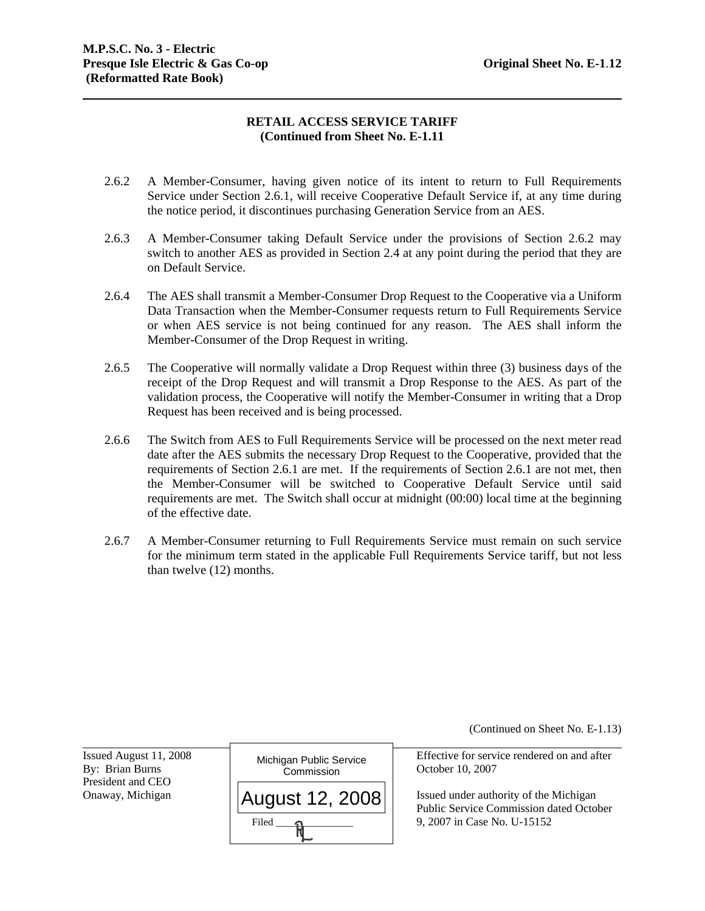**RETAIL ACCESS SERVICE TARIFF**
**(Continued from Sheet No. E-1.11)**

2.6.2 A Member-Consumer, having given notice of its intent to return to Full Requirements Service under Section 2.6.1, will receive Cooperative Default Service if, at any time during the notice period, it discontinues purchasing Generation Service from an AES.

2.6.3 A Member-Consumer taking Default Service under the provisions of Section 2.6.2 may switch to another AES as provided in Section 2.4 at any point during the period that they are on Default Service.

2.6.4 The AES shall transmit a Member-Consumer Drop Request to the Cooperative via a Uniform Data Transaction when the Member-Consumer requests return to Full Requirements Service or when AES service is not being continued for any reason. The AES shall inform the Member-Consumer of the Drop Request in writing.

2.6.5 The Cooperative will normally validate a Drop Request within three (3) business days of the receipt of the Drop Request and will transmit a Drop Response to the AES. As part of the validation process, the Cooperative will notify the Member-Consumer in writing that a Drop Request has been received and is being processed.

2.6.6 The Switch from AES to Full Requirements Service will be processed on the next meter read date after the AES submits the necessary Drop Request to the Cooperative, provided that the requirements of Section 2.6.1 are met. If the requirements of Section 2.6.1 are not met, then the Member-Consumer will be switched to Cooperative Default Service until said requirements are met. The Switch shall occur at midnight (00:00) local time at the beginning of the effective date.

2.6.7 A Member-Consumer returning to Full Requirements Service must remain on such service for the minimum term stated in the applicable Full Requirements Service tariff, but not less than twelve (12) months.

(Continued on Sheet No. E-1.13)

Issued August 11, 2008
By: Brian Burns
President and CEO
Onaway, Michigan

Michigan Public Service Commission
August 12, 2008
Filed ________

Effective for service rendered on and after October 10, 2007

Issued under authority of the Michigan Public Service Commission dated October 9, 2007 in Case No. U-15152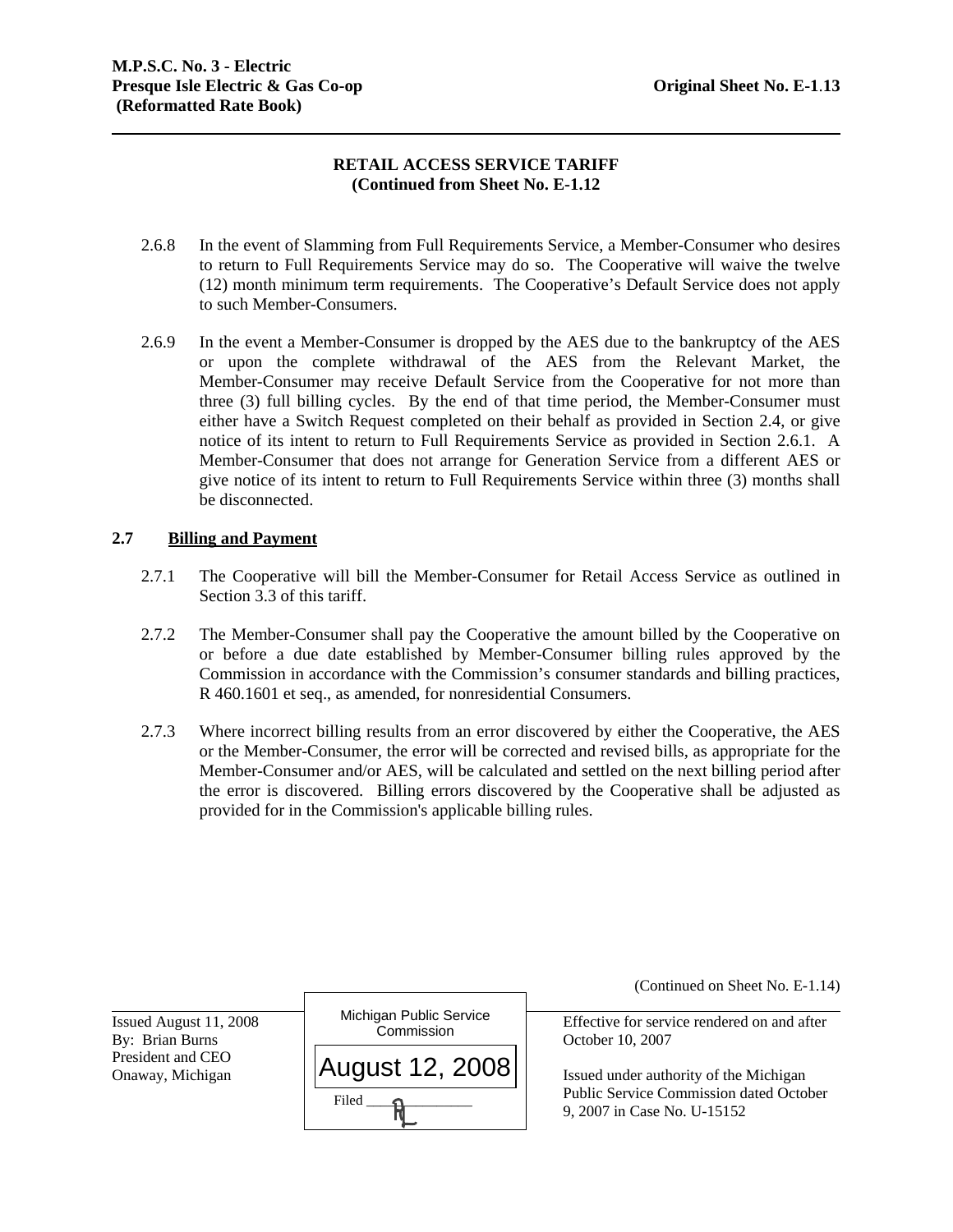**RETAIL ACCESS SERVICE TARIFF**
**(Continued from Sheet No. E-1.12)**

2.6.8 In the event of Slamming from Full Requirements Service, a Member-Consumer who desires to return to Full Requirements Service may do so. The Cooperative will waive the twelve (12) month minimum term requirements. The Cooperative's Default Service does not apply to such Member-Consumers.

2.6.9 In the event a Member-Consumer is dropped by the AES due to the bankruptcy of the AES or upon the complete withdrawal of the AES from the Relevant Market, the Member-Consumer may receive Default Service from the Cooperative for not more than three (3) full billing cycles. By the end of that time period, the Member-Consumer must either have a Switch Request completed on their behalf as provided in Section 2.4, or give notice of its intent to return to Full Requirements Service as provided in Section 2.6.1. A Member-Consumer that does not arrange for Generation Service from a different AES or give notice of its intent to return to Full Requirements Service within three (3) months shall be disconnected.

## 2.7 Billing and Payment

2.7.1 The Cooperative will bill the Member-Consumer for Retail Access Service as outlined in Section 3.3 of this tariff.

2.7.2 The Member-Consumer shall pay the Cooperative the amount billed by the Cooperative on or before a due date established by Member-Consumer billing rules approved by the Commission in accordance with the Commission's consumer standards and billing practices, R 460.1601 et seq., as amended, for nonresidential Consumers.

2.7.3 Where incorrect billing results from an error discovered by either the Cooperative, the AES or the Member-Consumer, the error will be corrected and revised bills, as appropriate for the Member-Consumer and/or AES, will be calculated and settled on the next billing period after the error is discovered. Billing errors discovered by the Cooperative shall be adjusted as provided for in the Commission's applicable billing rules.

(Continued on Sheet No. E-1.14)

Issued August 11, 2008
By: Brian Burns
President and CEO
Onaway, Michigan

Michigan Public Service Commission
August 12, 2008
Filed ___

Effective for service rendered on and after October 10, 2007

Issued under authority of the Michigan Public Service Commission dated October 9, 2007 in Case No. U-15152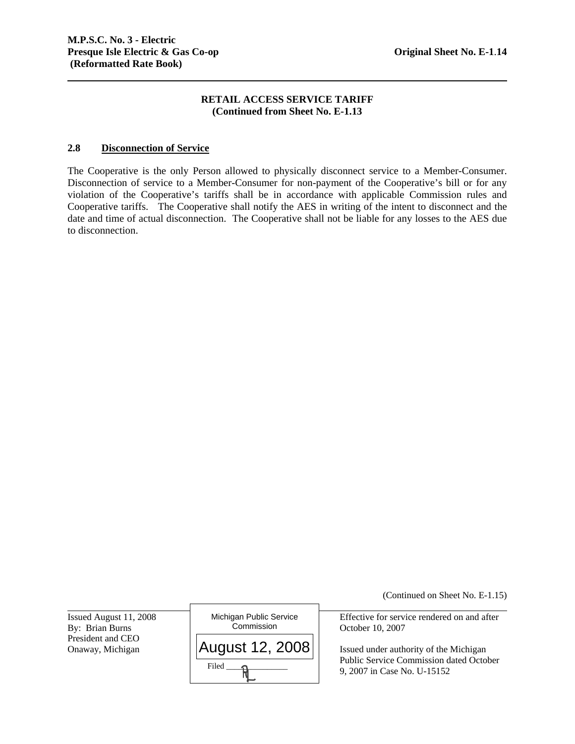M.P.S.C. No. 3 - Electric
Presque Isle Electric & Gas Co-op
(Reformatted Rate Book)

Original Sheet No. E-1.14

## RETAIL ACCESS SERVICE TARIFF
**(Continued from Sheet No. E-1.13)**

### 2.8 Disconnection of Service

The Cooperative is the only Person allowed to physically disconnect service to a Member-Consumer. Disconnection of service to a Member-Consumer for non-payment of the Cooperative's bill or for any violation of the Cooperative's tariffs shall be in accordance with applicable Commission rules and Cooperative tariffs. The Cooperative shall notify the AES in writing of the intent to disconnect and the date and time of actual disconnection. The Cooperative shall not be liable for any losses to the AES due to disconnection.

(Continued on Sheet No. E-1.15)

Issued August 11, 2008
By: Brian Burns
President and CEO
Onaway, Michigan

Michigan Public Service Commission
August 12, 2008
Filed

Effective for service rendered on and after October 10, 2007

Issued under authority of the Michigan Public Service Commission dated October 9, 2007 in Case No. U-15152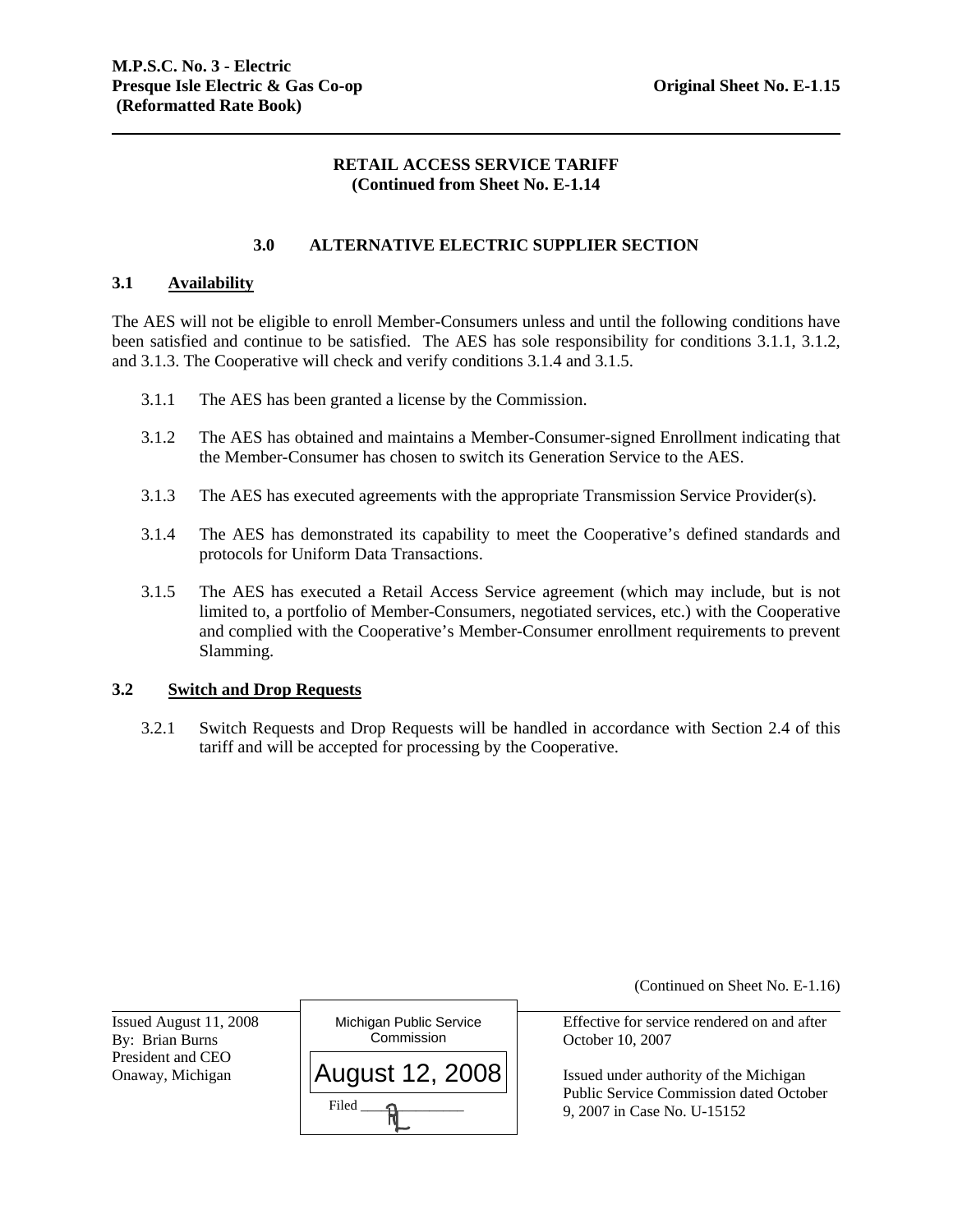**M.P.S.C. No. 3 - Electric**
**Presque Isle Electric & Gas Co-op** **Original Sheet No. E-1.15**
**(Reformatted Rate Book)**

**RETAIL ACCESS SERVICE TARIFF**
**(Continued from Sheet No. E-1.14**

## 3.0 ALTERNATIVE ELECTRIC SUPPLIER SECTION

### 3.1 Availability

The AES will not be eligible to enroll Member-Consumers unless and until the following conditions have been satisfied and continue to be satisfied. The AES has sole responsibility for conditions 3.1.1, 3.1.2, and 3.1.3. The Cooperative will check and verify conditions 3.1.4 and 3.1.5.

3.1.1 The AES has been granted a license by the Commission.

3.1.2 The AES has obtained and maintains a Member-Consumer-signed Enrollment indicating that the Member-Consumer has chosen to switch its Generation Service to the AES.

3.1.3 The AES has executed agreements with the appropriate Transmission Service Provider(s).

3.1.4 The AES has demonstrated its capability to meet the Cooperative's defined standards and protocols for Uniform Data Transactions.

3.1.5 The AES has executed a Retail Access Service agreement (which may include, but is not limited to, a portfolio of Member-Consumers, negotiated services, etc.) with the Cooperative and complied with the Cooperative's Member-Consumer enrollment requirements to prevent Slamming.

### 3.2 Switch and Drop Requests

3.2.1 Switch Requests and Drop Requests will be handled in accordance with Section 2.4 of this tariff and will be accepted for processing by the Cooperative.

(Continued on Sheet No. E-1.16)

Issued August 11, 2008
By: Brian Burns
President and CEO
Onaway, Michigan

Michigan Public Service Commission
August 12, 2008
Filed

Effective for service rendered on and after October 10, 2007

Issued under authority of the Michigan Public Service Commission dated October 9, 2007 in Case No. U-15152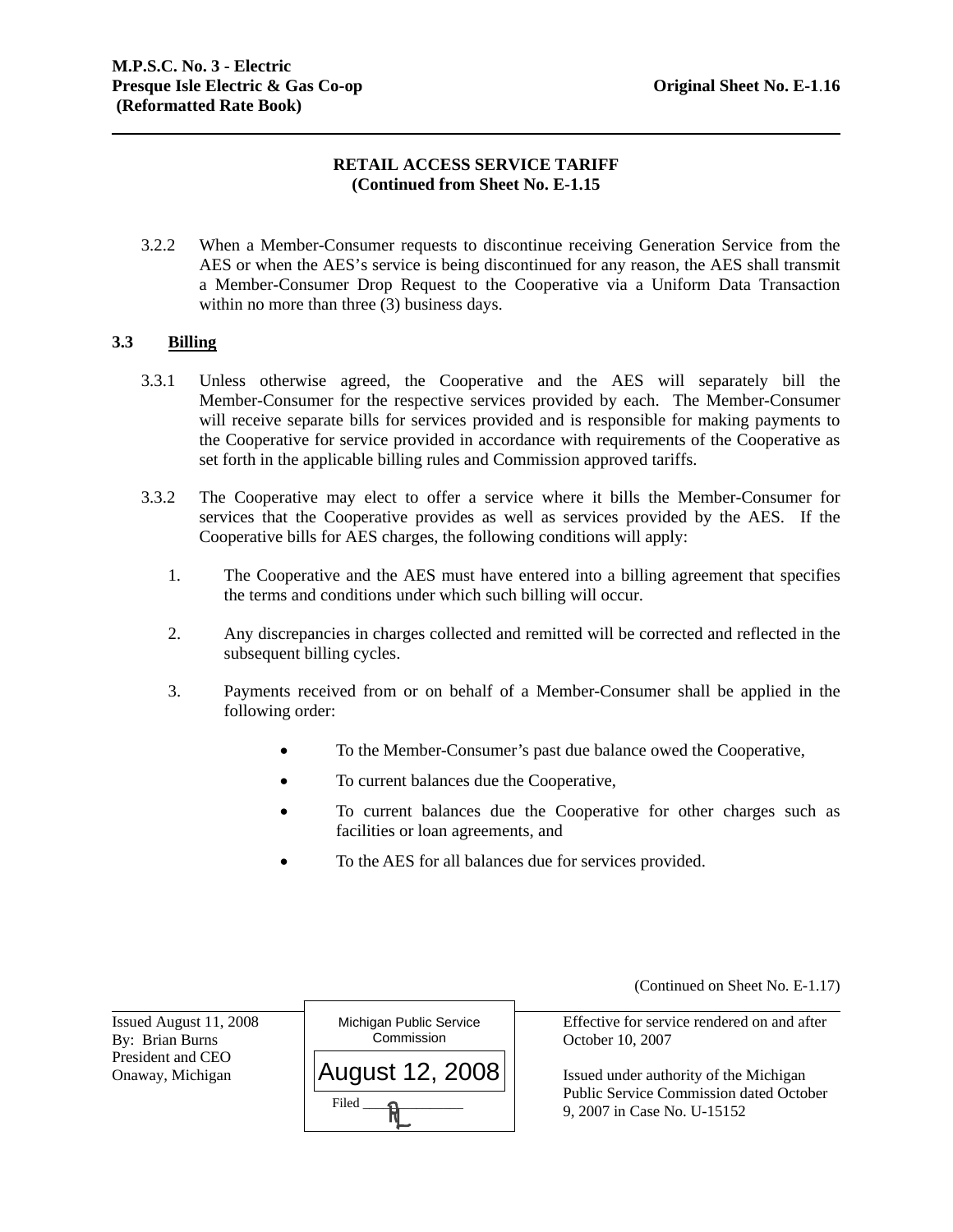**RETAIL ACCESS SERVICE TARIFF**
**(Continued from Sheet No. E-1.15**

3.2.2 When a Member-Consumer requests to discontinue receiving Generation Service from the AES or when the AES's service is being discontinued for any reason, the AES shall transmit a Member-Consumer Drop Request to the Cooperative via a Uniform Data Transaction within no more than three (3) business days.

## 3.3 Billing

3.3.1 Unless otherwise agreed, the Cooperative and the AES will separately bill the Member-Consumer for the respective services provided by each. The Member-Consumer will receive separate bills for services provided and is responsible for making payments to the Cooperative for service provided in accordance with requirements of the Cooperative as set forth in the applicable billing rules and Commission approved tariffs.

3.3.2 The Cooperative may elect to offer a service where it bills the Member-Consumer for services that the Cooperative provides as well as services provided by the AES. If the Cooperative bills for AES charges, the following conditions will apply:

1. The Cooperative and the AES must have entered into a billing agreement that specifies the terms and conditions under which such billing will occur.
2. Any discrepancies in charges collected and remitted will be corrected and reflected in the subsequent billing cycles.
3. Payments received from or on behalf of a Member-Consumer shall be applied in the following order:
   - To the Member-Consumer's past due balance owed the Cooperative,
   - To current balances due the Cooperative,
   - To current balances due the Cooperative for other charges such as facilities or loan agreements, and
   - To the AES for all balances due for services provided.

(Continued on Sheet No. E-1.17)

Issued August 11, 2008
By: Brian Burns
President and CEO
Onaway, Michigan

Michigan Public Service Commission
August 12, 2008
Filed

Effective for service rendered on and after October 10, 2007

Issued under authority of the Michigan Public Service Commission dated October 9, 2007 in Case No. U-15152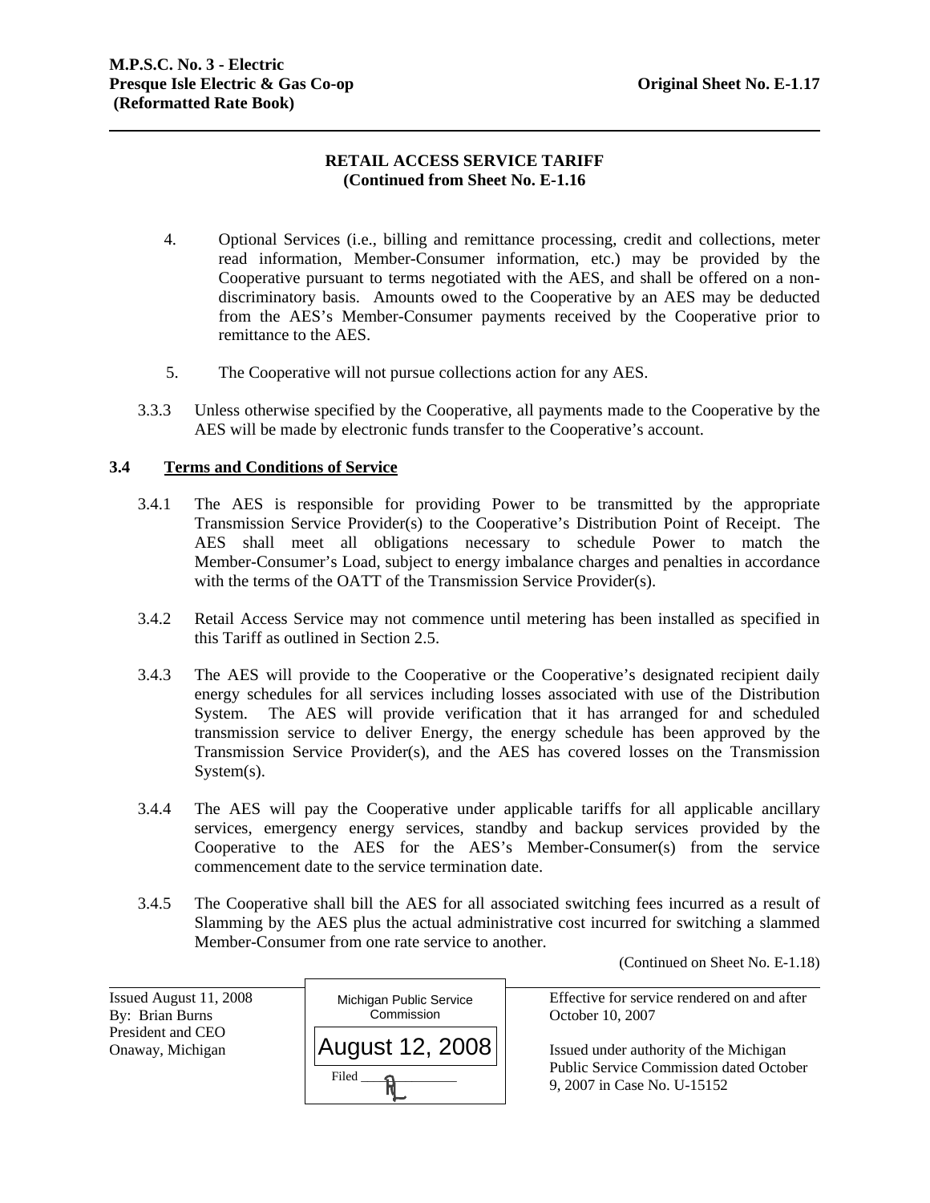**RETAIL ACCESS SERVICE TARIFF**
**(Continued from Sheet No. E-1.16)**

4. Optional Services (i.e., billing and remittance processing, credit and collections, meter read information, Member-Consumer information, etc.) may be provided by the Cooperative pursuant to terms negotiated with the AES, and shall be offered on a non-discriminatory basis. Amounts owed to the Cooperative by an AES may be deducted from the AES's Member-Consumer payments received by the Cooperative prior to remittance to the AES.

5. The Cooperative will not pursue collections action for any AES.

3.3.3 Unless otherwise specified by the Cooperative, all payments made to the Cooperative by the AES will be made by electronic funds transfer to the Cooperative's account.

## 3.4 Terms and Conditions of Service

3.4.1 The AES is responsible for providing Power to be transmitted by the appropriate Transmission Service Provider(s) to the Cooperative's Distribution Point of Receipt. The AES shall meet all obligations necessary to schedule Power to match the Member-Consumer's Load, subject to energy imbalance charges and penalties in accordance with the terms of the OATT of the Transmission Service Provider(s).

3.4.2 Retail Access Service may not commence until metering has been installed as specified in this Tariff as outlined in Section 2.5.

3.4.3 The AES will provide to the Cooperative or the Cooperative's designated recipient daily energy schedules for all services including losses associated with use of the Distribution System. The AES will provide verification that it has arranged for and scheduled transmission service to deliver Energy, the energy schedule has been approved by the Transmission Service Provider(s), and the AES has covered losses on the Transmission System(s).

3.4.4 The AES will pay the Cooperative under applicable tariffs for all applicable ancillary services, emergency energy services, standby and backup services provided by the Cooperative to the AES for the AES's Member-Consumer(s) from the service commencement date to the service termination date.

3.4.5 The Cooperative shall bill the AES for all associated switching fees incurred as a result of Slamming by the AES plus the actual administrative cost incurred for switching a slammed Member-Consumer from one rate service to another.

(Continued on Sheet No. E-1.18)

Issued August 11, 2008
By: Brian Burns
President and CEO
Onaway, Michigan

Michigan Public Service Commission
August 12, 2008
Filed

Effective for service rendered on and after October 10, 2007

Issued under authority of the Michigan Public Service Commission dated October 9, 2007 in Case No. U-15152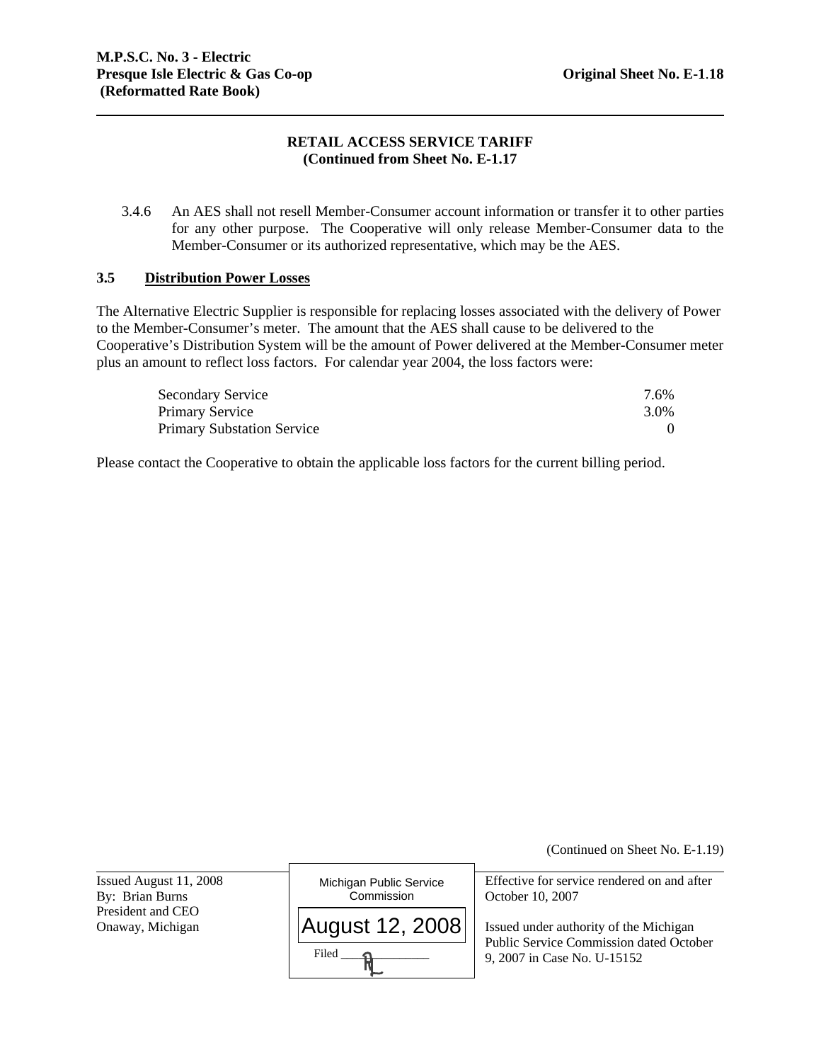**RETAIL ACCESS SERVICE TARIFF**
**(Continued from Sheet No. E-1.17**

3.4.6 An AES shall not resell Member-Consumer account information or transfer it to other parties for any other purpose. The Cooperative will only release Member-Consumer data to the Member-Consumer or its authorized representative, which may be the AES.

## 3.5 Distribution Power Losses

The Alternative Electric Supplier is responsible for replacing losses associated with the delivery of Power to the Member-Consumer's meter. The amount that the AES shall cause to be delivered to the Cooperative's Distribution System will be the amount of Power delivered at the Member-Consumer meter plus an amount to reflect loss factors. For calendar year 2004, the loss factors were:

| | |
|---|---|
| Secondary Service | 7.6% |
| Primary Service | 3.0% |
| Primary Substation Service | 0 |

Please contact the Cooperative to obtain the applicable loss factors for the current billing period.

(Continued on Sheet No. E-1.19)

Issued August 11, 2008
By: Brian Burns
President and CEO
Onaway, Michigan

Michigan Public Service Commission
August 12, 2008
Filed

Effective for service rendered on and after October 10, 2007

Issued under authority of the Michigan Public Service Commission dated October 9, 2007 in Case No. U-15152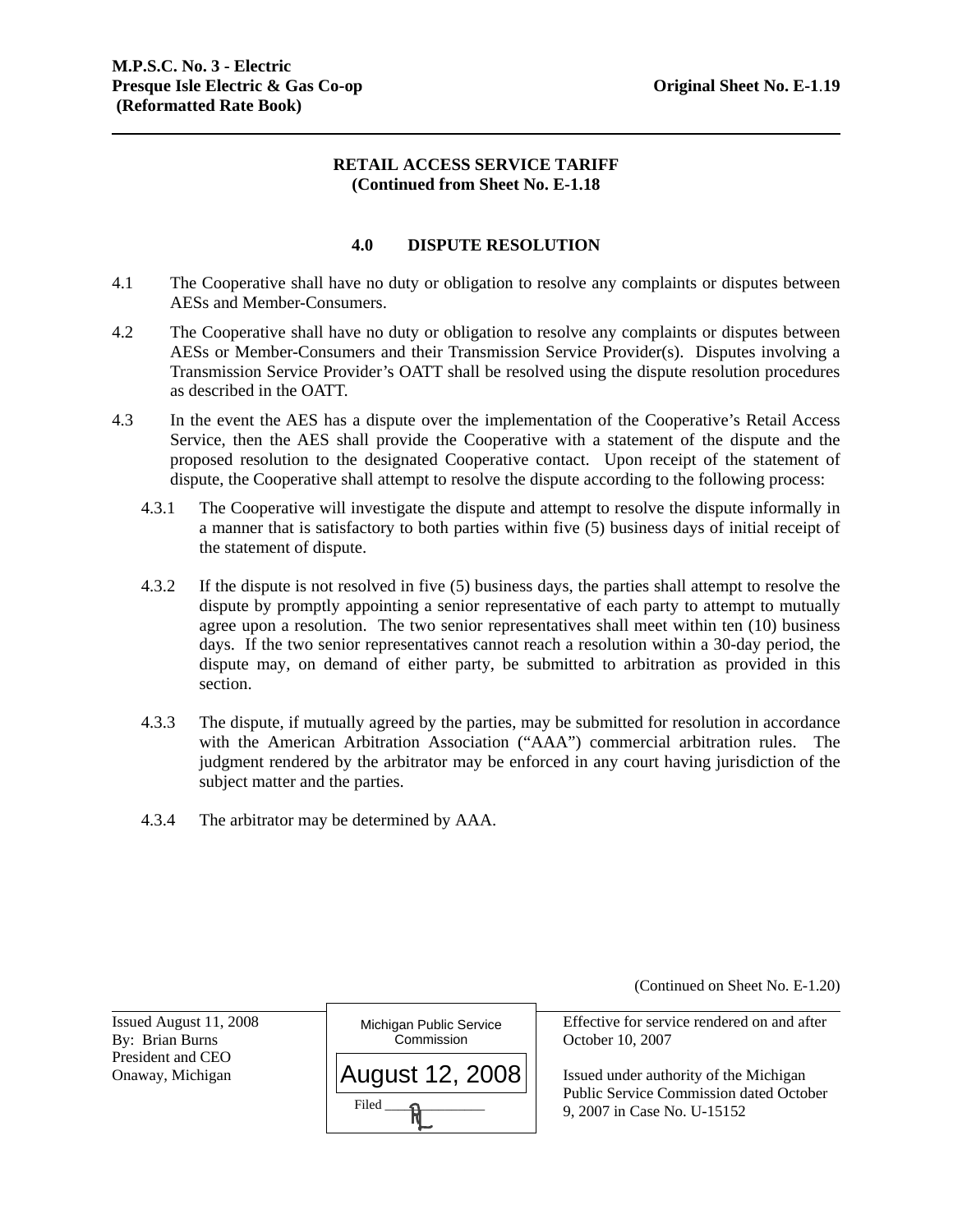M.P.S.C. No. 3 - Electric
Presque Isle Electric & Gas Co-op
(Reformatted Rate Book)

Original Sheet No. E-1.19

**RETAIL ACCESS SERVICE TARIFF**
**(Continued from Sheet No. E-1.18**

## 4.0 DISPUTE RESOLUTION

4.1 The Cooperative shall have no duty or obligation to resolve any complaints or disputes between AESs and Member-Consumers.

4.2 The Cooperative shall have no duty or obligation to resolve any complaints or disputes between AESs or Member-Consumers and their Transmission Service Provider(s). Disputes involving a Transmission Service Provider's OATT shall be resolved using the dispute resolution procedures as described in the OATT.

4.3 In the event the AES has a dispute over the implementation of the Cooperative's Retail Access Service, then the AES shall provide the Cooperative with a statement of the dispute and the proposed resolution to the designated Cooperative contact. Upon receipt of the statement of dispute, the Cooperative shall attempt to resolve the dispute according to the following process:

4.3.1 The Cooperative will investigate the dispute and attempt to resolve the dispute informally in a manner that is satisfactory to both parties within five (5) business days of initial receipt of the statement of dispute.

4.3.2 If the dispute is not resolved in five (5) business days, the parties shall attempt to resolve the dispute by promptly appointing a senior representative of each party to attempt to mutually agree upon a resolution. The two senior representatives shall meet within ten (10) business days. If the two senior representatives cannot reach a resolution within a 30-day period, the dispute may, on demand of either party, be submitted to arbitration as provided in this section.

4.3.3 The dispute, if mutually agreed by the parties, may be submitted for resolution in accordance with the American Arbitration Association ("AAA") commercial arbitration rules. The judgment rendered by the arbitrator may be enforced in any court having jurisdiction of the subject matter and the parties.

4.3.4 The arbitrator may be determined by AAA.

(Continued on Sheet No. E-1.20)

Issued August 11, 2008
By: Brian Burns
President and CEO
Onaway, Michigan

Michigan Public Service Commission
August 12, 2008
Filed

Effective for service rendered on and after October 10, 2007

Issued under authority of the Michigan Public Service Commission dated October 9, 2007 in Case No. U-15152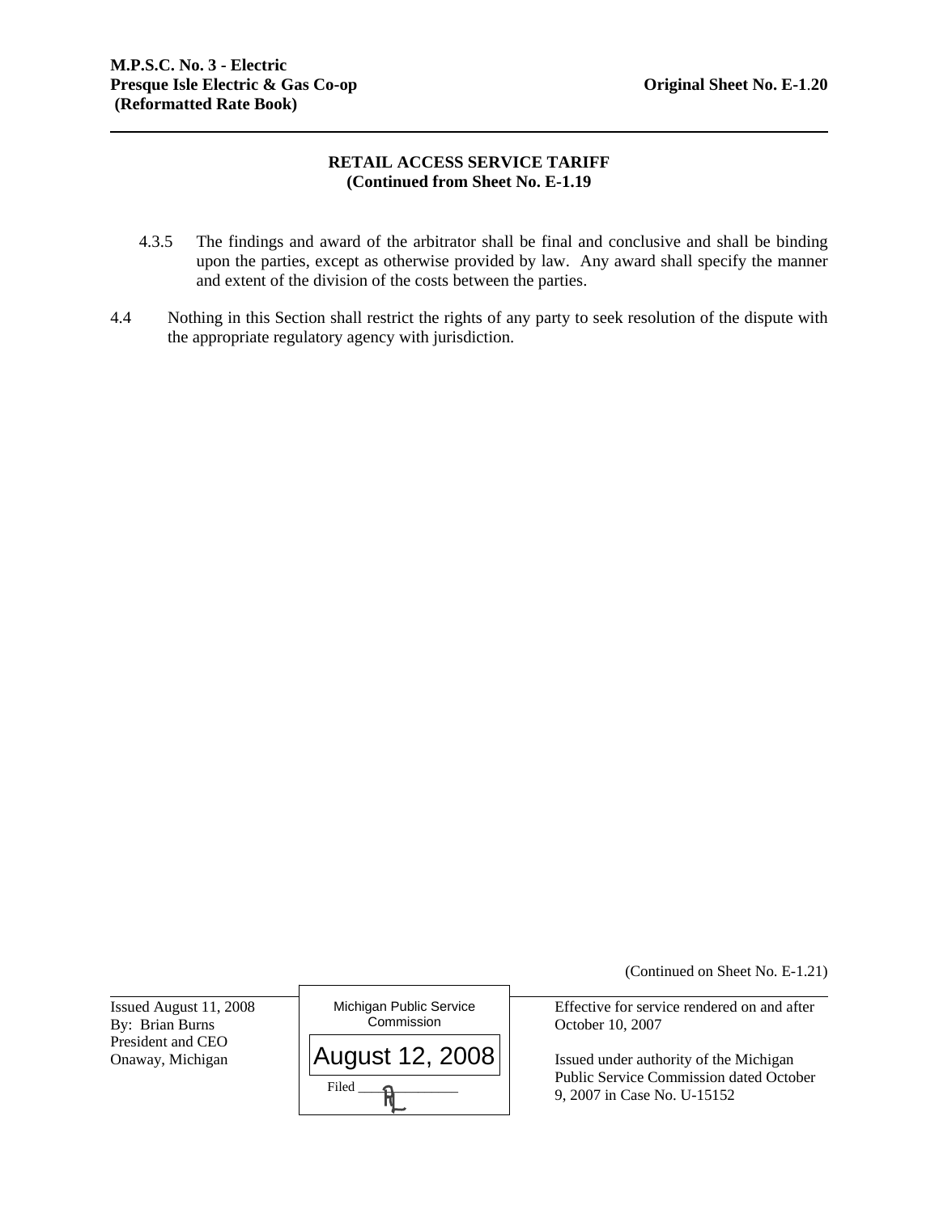## RETAIL ACCESS SERVICE TARIFF
**(Continued from Sheet No. E-1.19)**

4.3.5 The findings and award of the arbitrator shall be final and conclusive and shall be binding upon the parties, except as otherwise provided by law. Any award shall specify the manner and extent of the division of the costs between the parties.

4.4 Nothing in this Section shall restrict the rights of any party to seek resolution of the dispute with the appropriate regulatory agency with jurisdiction.

(Continued on Sheet No. E-1.21)

Issued August 11, 2008
By: Brian Burns
President and CEO
Onaway, Michigan

Michigan Public Service Commission
August 12, 2008
Filed

Effective for service rendered on and after October 10, 2007

Issued under authority of the Michigan Public Service Commission dated October 9, 2007 in Case No. U-15152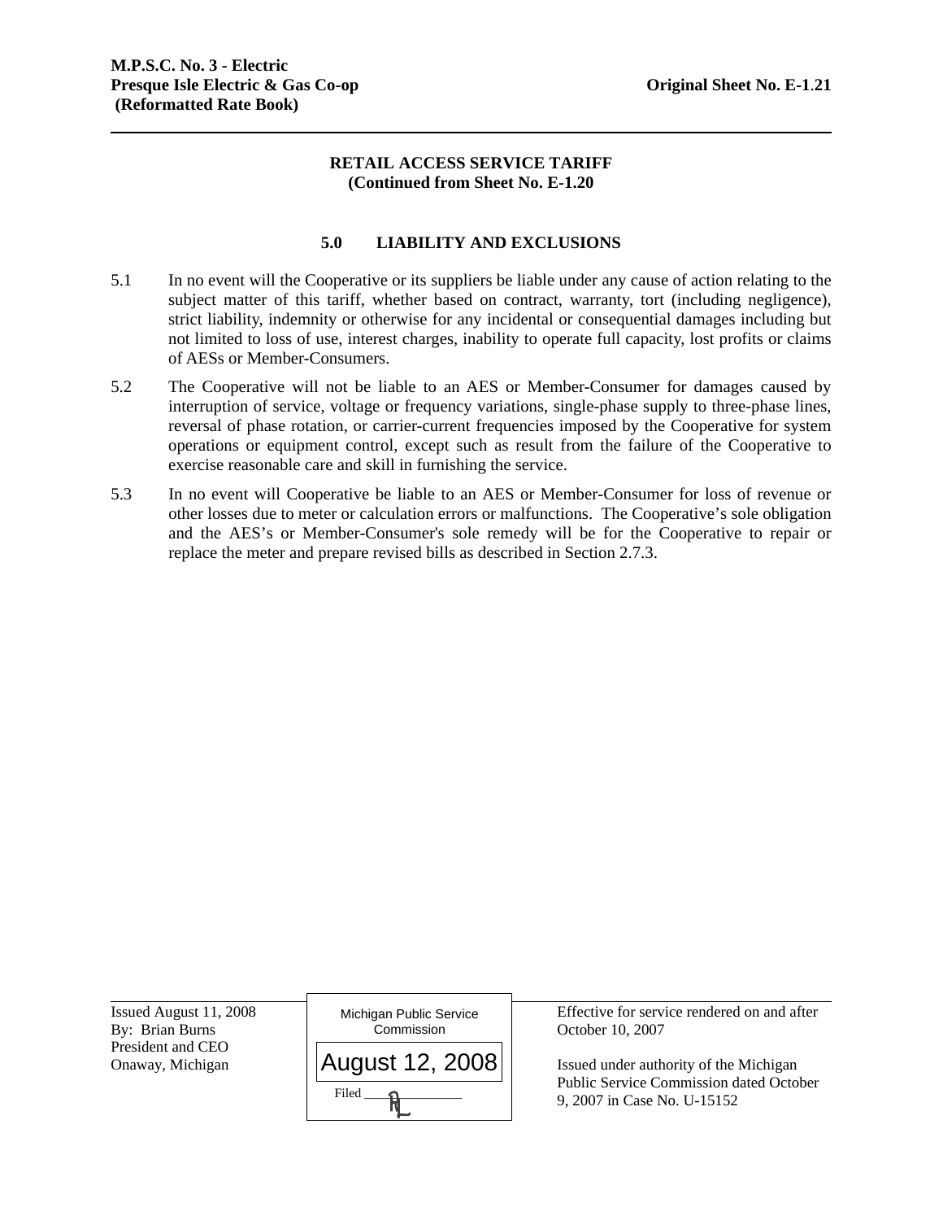**M.P.S.C. No. 3 - Electric**
**Presque Isle Electric & Gas Co-op** **Original Sheet No. E-1.21**
**(Reformatted Rate Book)**

**RETAIL ACCESS SERVICE TARIFF**
**(Continued from Sheet No. E-1.20**

## 5.0 LIABILITY AND EXCLUSIONS

5.1 In no event will the Cooperative or its suppliers be liable under any cause of action relating to the subject matter of this tariff, whether based on contract, warranty, tort (including negligence), strict liability, indemnity or otherwise for any incidental or consequential damages including but not limited to loss of use, interest charges, inability to operate full capacity, lost profits or claims of AESs or Member-Consumers.

5.2 The Cooperative will not be liable to an AES or Member-Consumer for damages caused by interruption of service, voltage or frequency variations, single-phase supply to three-phase lines, reversal of phase rotation, or carrier-current frequencies imposed by the Cooperative for system operations or equipment control, except such as result from the failure of the Cooperative to exercise reasonable care and skill in furnishing the service.

5.3 In no event will Cooperative be liable to an AES or Member-Consumer for loss of revenue or other losses due to meter or calculation errors or malfunctions. The Cooperative's sole obligation and the AES's or Member-Consumer's sole remedy will be for the Cooperative to repair or replace the meter and prepare revised bills as described in Section 2.7.3.

Issued August 11, 2008
By: Brian Burns
President and CEO
Onaway, Michigan

Michigan Public Service Commission
August 12, 2008
Filed

Effective for service rendered on and after October 10, 2007

Issued under authority of the Michigan Public Service Commission dated October 9, 2007 in Case No. U-15152